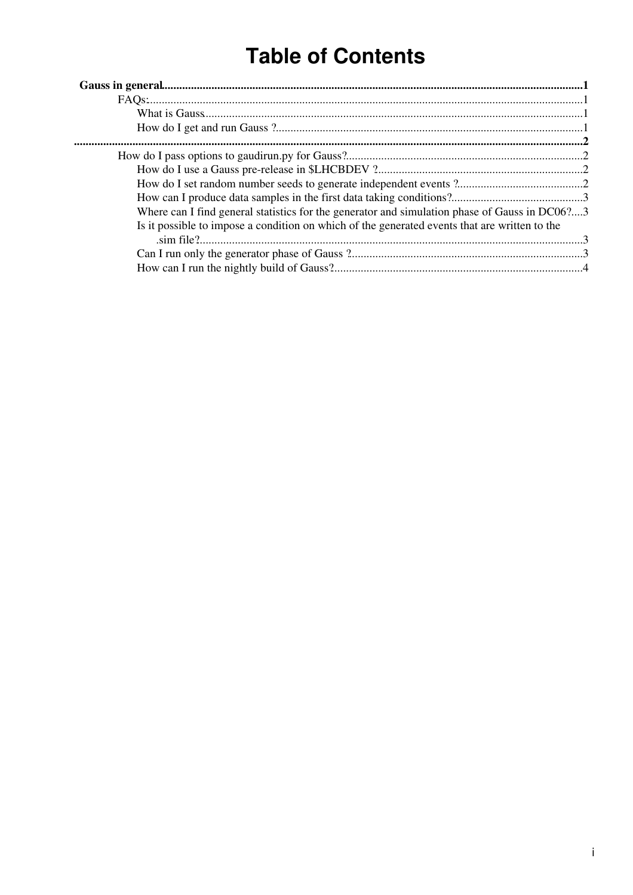# Table of Contents

**Gauss in general**......................................................................................................................................**1**

FAQs:...........................................................................................................................................1

What is Gauss.........................................................................................................................1

How do I get and run Gauss ?...................................................................................................1

..................................................................................................................................................................**2**

How do I pass options to gaudirun.py for Gauss?.........................................................................2

How do I use a Gauss pre-release in $LHCBDEV ?...................................................................2

How do I set random number seeds to generate independent events ?.......................................2

How can I produce data samples in the first data taking conditions?...........................................3

Where can I find general statistics for the generator and simulation phase of Gauss in DC06?....3

Is it possible to impose a condition on which of the generated events that are written to the .sim file?....................................................................................................................................3

Can I run only the generator phase of Gauss ?.........................................................................3

How can I run the nightly build of Gauss?...............................................................................4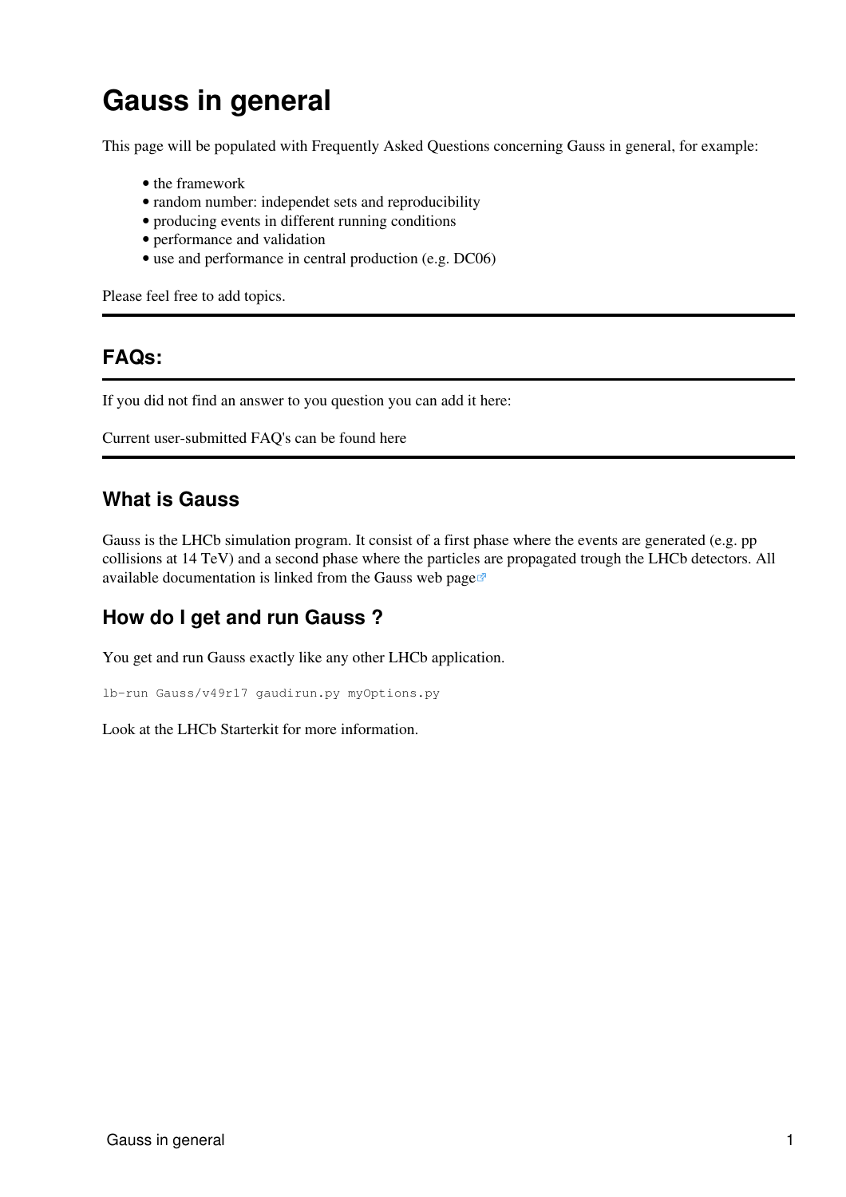# Gauss in general

This page will be populated with Frequently Asked Questions concerning Gauss in general, for example:

- the framework
- random number: independet sets and reproducibility
- producing events in different running conditions
- performance and validation
- use and performance in central production (e.g. DC06)

Please feel free to add topics.

---

## FAQs:

---

If you did not find an answer to you question you can add it here:

Current user-submitted FAQ's can be found here

---

## What is Gauss

Gauss is the LHCb simulation program. It consist of a first phase where the events are generated (e.g. pp collisions at 14 TeV) and a second phase where the particles are propagated trough the LHCb detectors. All available documentation is linked from the Gauss web page

## How do I get and run Gauss ?

You get and run Gauss exactly like any other LHCb application.

```
lb-run Gauss/v49r17 gaudirun.py myOptions.py
```

Look at the LHCb Starterkit for more information.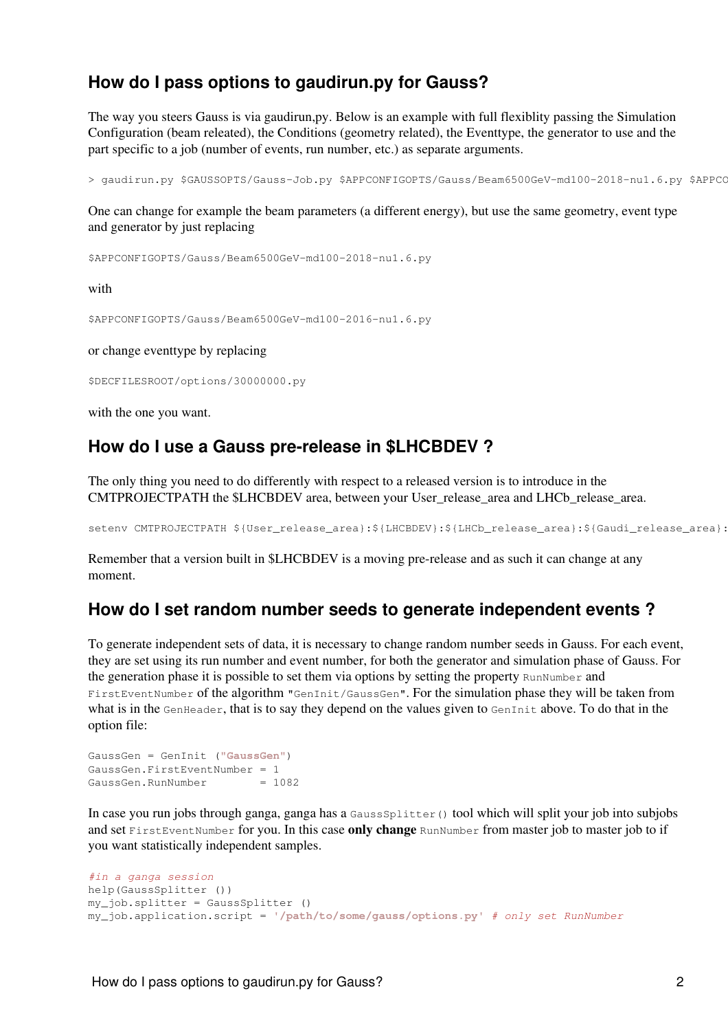## How do I pass options to gaudirun.py for Gauss?

The way you steers Gauss is via gaudirun,py. Below is an example with full flexiblity passing the Simulation Configuration (beam releated), the Conditions (geometry related), the Eventtype, the generator to use and the part specific to a job (number of events, run number, etc.) as separate arguments.

```
> gaudirun.py $GAUSSOPTS/Gauss-Job.py $APPCONFIGOPTS/Gauss/Beam6500GeV-md100-2018-nu1.6.py $APPCO
```

One can change for example the beam parameters (a different energy), but use the same geometry, event type and generator by just replacing

```
$APPCONFIGOPTS/Gauss/Beam6500GeV-md100-2018-nu1.6.py
```

with

```
$APPCONFIGOPTS/Gauss/Beam6500GeV-md100-2016-nu1.6.py
```

or change eventtype by replacing

```
$DECFILESROOT/options/30000000.py
```

with the one you want.

## How do I use a Gauss pre-release in $LHCBDEV ?

The only thing you need to do differently with respect to a released version is to introduce in the CMTPROJECTPATH the $LHCBDEV area, between your User_release_area and LHCb_release_area.

```
setenv CMTPROJECTPATH ${User_release_area}:${LHCBDEV}:${LHCb_release_area}:${Gaudi_release_area}:
```

Remember that a version built in $LHCBDEV is a moving pre-release and as such it can change at any moment.

## How do I set random number seeds to generate independent events ?

To generate independent sets of data, it is necessary to change random number seeds in Gauss. For each event, they are set using its run number and event number, for both the generator and simulation phase of Gauss. For the generation phase it is possible to set them via options by setting the property `RunNumber` and `FirstEventNumber` of the algorithm `"GenInit/GaussGen"`. For the simulation phase they will be taken from what is in the `GenHeader`, that is to say they depend on the values given to `GenInit` above. To do that in the option file:

```
GaussGen = GenInit ("GaussGen")
GaussGen.FirstEventNumber = 1
GaussGen.RunNumber        = 1082
```

In case you run jobs through ganga, ganga has a `GaussSplitter()` tool which will split your job into subjobs and set `FirstEventNumber` for you. In this case **only change** `RunNumber` from master job to master job to if you want statistically independent samples.

```
#in a ganga session
help(GaussSplitter ())
my_job.splitter = GaussSplitter ()
my_job.application.script = '/path/to/some/gauss/options.py' # only set RunNumber
```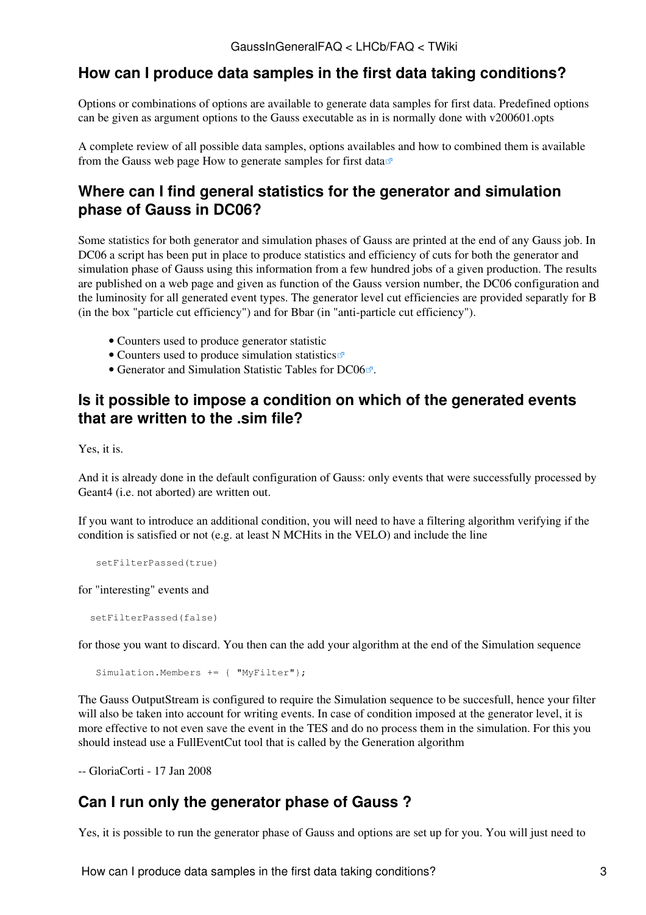## How can I produce data samples in the first data taking conditions?

Options or combinations of options are available to generate data samples for first data. Predefined options can be given as argument options to the Gauss executable as in is normally done with v200601.opts

A complete review of all possible data samples, options availables and how to combined them is available from the Gauss web page How to generate samples for first data

## Where can I find general statistics for the generator and simulation phase of Gauss in DC06?

Some statistics for both generator and simulation phases of Gauss are printed at the end of any Gauss job. In DC06 a script has been put in place to produce statistics and efficiency of cuts for both the generator and simulation phase of Gauss using this information from a few hundred jobs of a given production. The results are published on a web page and given as function of the Gauss version number, the DC06 configuration and the luminosity for all generated event types. The generator level cut efficiencies are provided separatly for B (in the box "particle cut efficiency") and for Bbar (in "anti-particle cut efficiency").

- Counters used to produce generator statistic
- Counters used to produce simulation statistics
- Generator and Simulation Statistic Tables for DC06.

## Is it possible to impose a condition on which of the generated events that are written to the .sim file?

Yes, it is.

And it is already done in the default configuration of Gauss: only events that were successfully processed by Geant4 (i.e. not aborted) are written out.

If you want to introduce an additional condition, you will need to have a filtering algorithm verifying if the condition is satisfied or not (e.g. at least N MCHits in the VELO) and include the line

```
setFilterPassed(true)
```

for "interesting" events and

```
setFilterPassed(false)
```

for those you want to discard. You then can the add your algorithm at the end of the Simulation sequence

```
Simulation.Members += { "MyFilter"};
```

The Gauss OutputStream is configured to require the Simulation sequence to be succesfull, hence your filter will also be taken into account for writing events. In case of condition imposed at the generator level, it is more effective to not even save the event in the TES and do no process them in the simulation. For this you should instead use a FullEventCut tool that is called by the Generation algorithm

-- GloriaCorti - 17 Jan 2008

## Can I run only the generator phase of Gauss ?

Yes, it is possible to run the generator phase of Gauss and options are set up for you. You will just need to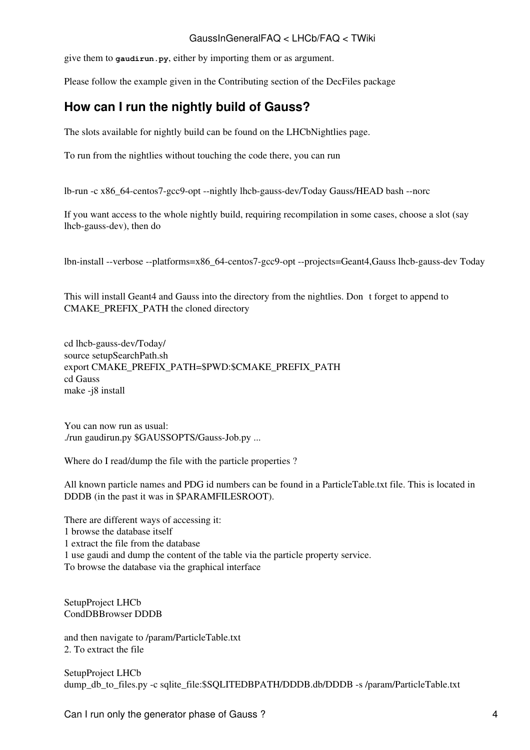give them to **gaudirun.py**, either by importing them or as argument.

Please follow the example given in the Contributing section of the DecFiles package

## How can I run the nightly build of Gauss?

The slots available for nightly build can be found on the LHCbNightlies page.

To run from the nightlies without touching the code there, you can run

```
lb-run -c x86_64-centos7-gcc9-opt --nightly lhcb-gauss-dev/Today Gauss/HEAD bash --norc
```

If you want access to the whole nightly build, requiring recompilation in some cases, choose a slot (say lhcb-gauss-dev), then do

```
lbn-install --verbose --platforms=x86_64-centos7-gcc9-opt --projects=Geant4,Gauss lhcb-gauss-dev Today
```

This will install Geant4 and Gauss into the directory from the nightlies. Don t forget to append to CMAKE_PREFIX_PATH the cloned directory

```
cd lhcb-gauss-dev/Today/
source setupSearchPath.sh
export CMAKE_PREFIX_PATH=$PWD:$CMAKE_PREFIX_PATH
cd Gauss
make -j8 install
```

You can now run as usual:
./run gaudirun.py $GAUSSOPTS/Gauss-Job.py ...

Where do I read/dump the file with the particle properties ?

All known particle names and PDG id numbers can be found in a ParticleTable.txt file. This is located in DDDB (in the past it was in $PARAMFILESROOT).

There are different ways of accessing it:
1 browse the database itself
1 extract the file from the database
1 use gaudi and dump the content of the table via the particle property service.
To browse the database via the graphical interface

```
SetupProject LHCb
CondDBBrowser DDDB
```

and then navigate to /param/ParticleTable.txt
2. To extract the file

```
SetupProject LHCb
dump_db_to_files.py -c sqlite_file:$SQLITEDBPATH/DDDB.db/DDDB -s /param/ParticleTable.txt
```

Can I run only the generator phase of Gauss ?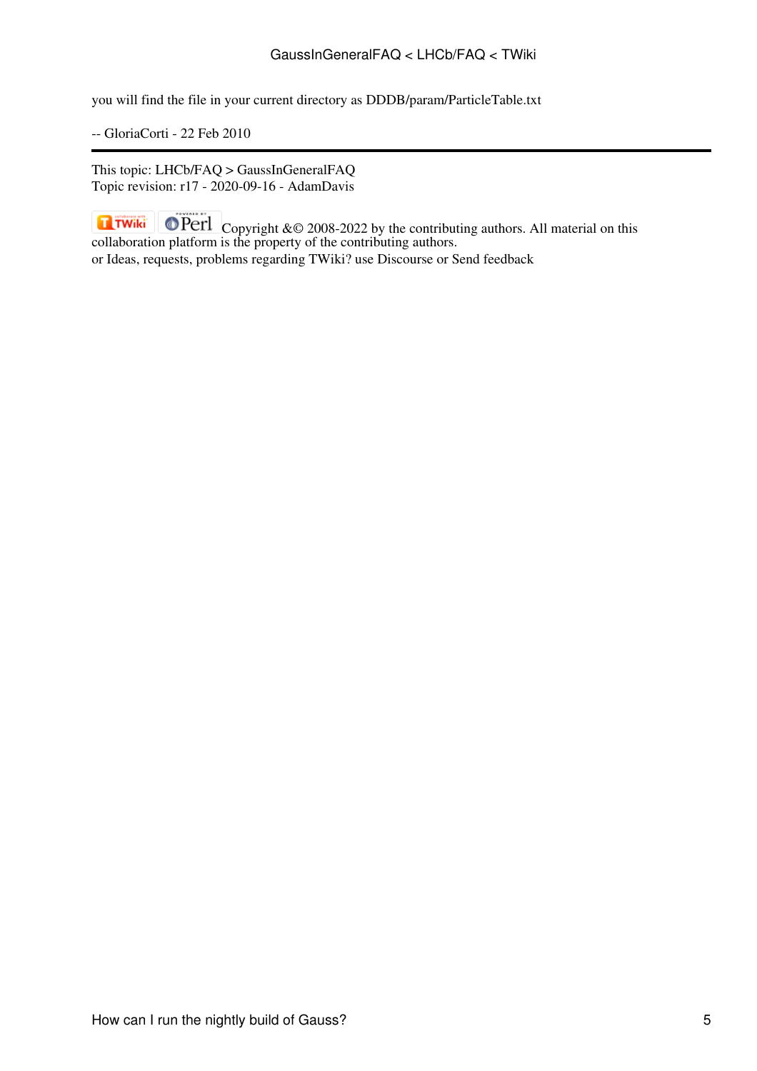you will find the file in your current directory as DDDB/param/ParticleTable.txt

-- GloriaCorti - 22 Feb 2010

---

This topic: LHCb/FAQ > GaussInGeneralFAQ
Topic revision: r17 - 2020-09-16 - AdamDavis

Copyright &© 2008-2022 by the contributing authors. All material on this collaboration platform is the property of the contributing authors.
or Ideas, requests, problems regarding TWiki? use Discourse or Send feedback